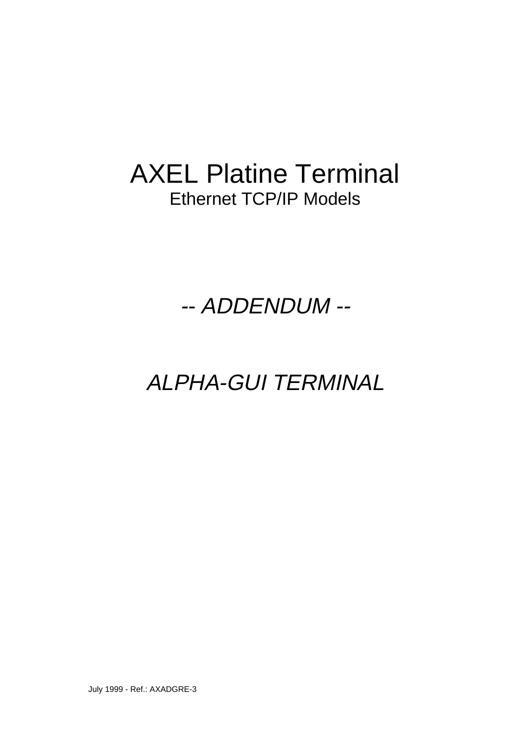# AXEL Platine Terminal

Ethernet TCP/IP Models

*-- ADDENDUM --*

*ALPHA-GUI TERMINAL*

July 1999 - Ref.: AXADGRE-3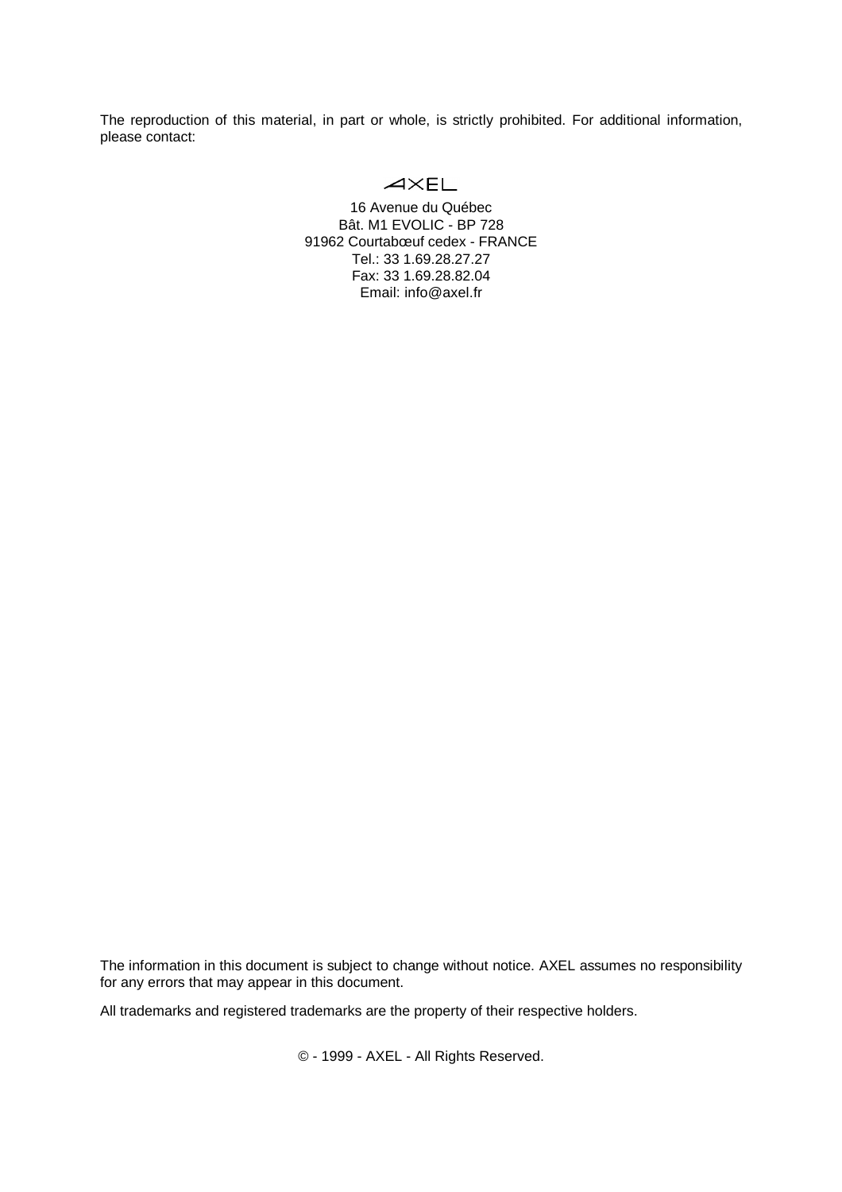The reproduction of this material, in part or whole, is strictly prohibited. For additional information, please contact:

AXEL

16 Avenue du Québec
Bât. M1 EVOLIC - BP 728
91962 Courtabœuf cedex - FRANCE
Tel.: 33 1.69.28.27.27
Fax: 33 1.69.28.82.04
Email: info@axel.fr

The information in this document is subject to change without notice. AXEL assumes no responsibility for any errors that may appear in this document.

All trademarks and registered trademarks are the property of their respective holders.

© - 1999 - AXEL - All Rights Reserved.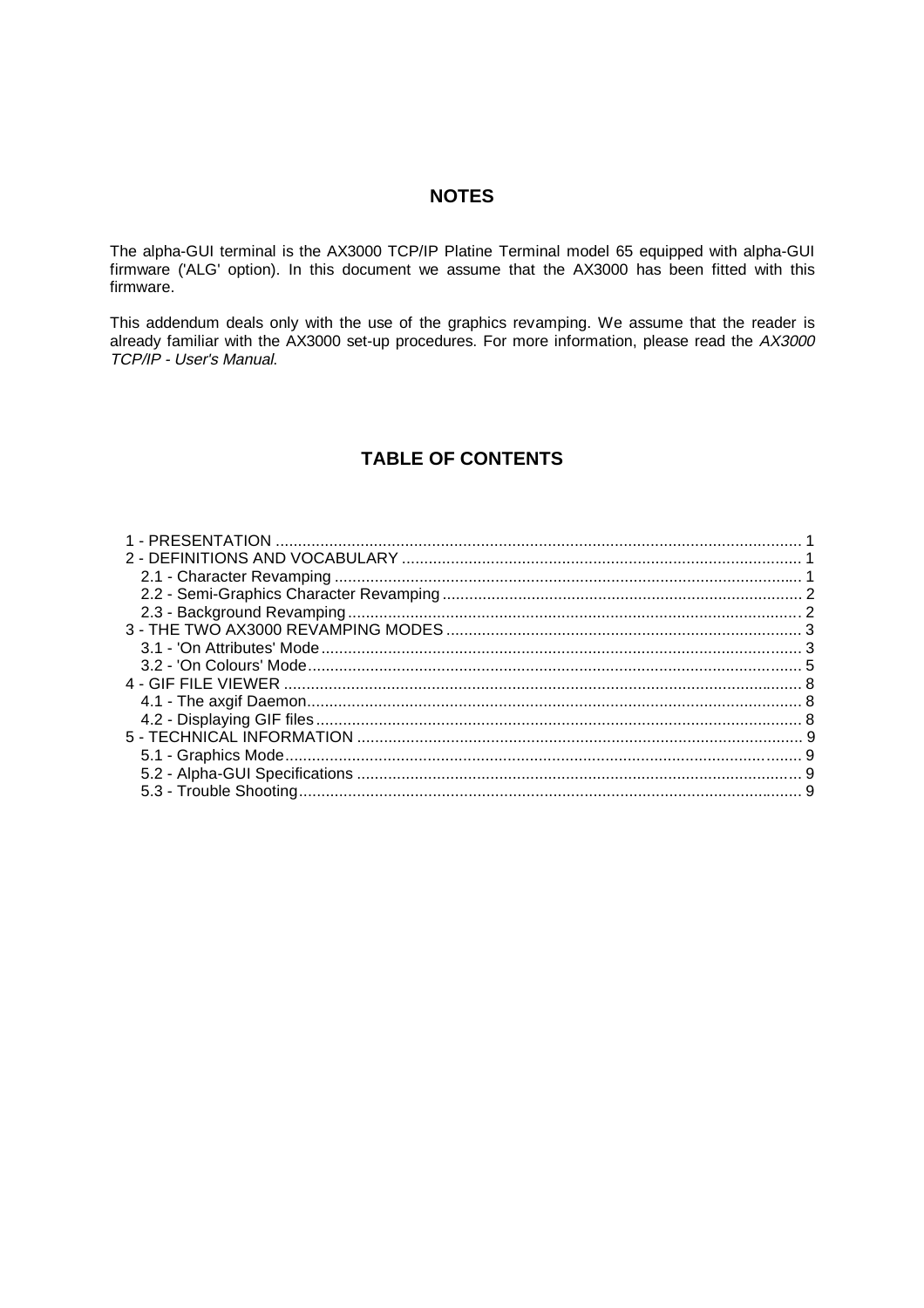## NOTES

The alpha-GUI terminal is the AX3000 TCP/IP Platine Terminal model 65 equipped with alpha-GUI firmware ('ALG' option). In this document we assume that the AX3000 has been fitted with this firmware.

This addendum deals only with the use of the graphics revamping. We assume that the reader is already familiar with the AX3000 set-up procedures. For more information, please read the *AX3000 TCP/IP - User's Manual*.

## TABLE OF CONTENTS

- 1 - PRESENTATION .... 1
- 2 - DEFINITIONS AND VOCABULARY .... 1
  - 2.1 - Character Revamping .... 1
  - 2.2 - Semi-Graphics Character Revamping .... 2
  - 2.3 - Background Revamping .... 2
- 3 - THE TWO AX3000 REVAMPING MODES .... 3
  - 3.1 - 'On Attributes' Mode .... 3
  - 3.2 - 'On Colours' Mode .... 5
- 4 - GIF FILE VIEWER .... 8
  - 4.1 - The axgif Daemon .... 8
  - 4.2 - Displaying GIF files .... 8
- 5 - TECHNICAL INFORMATION .... 9
  - 5.1 - Graphics Mode .... 9
  - 5.2 - Alpha-GUI Specifications .... 9
  - 5.3 - Trouble Shooting .... 9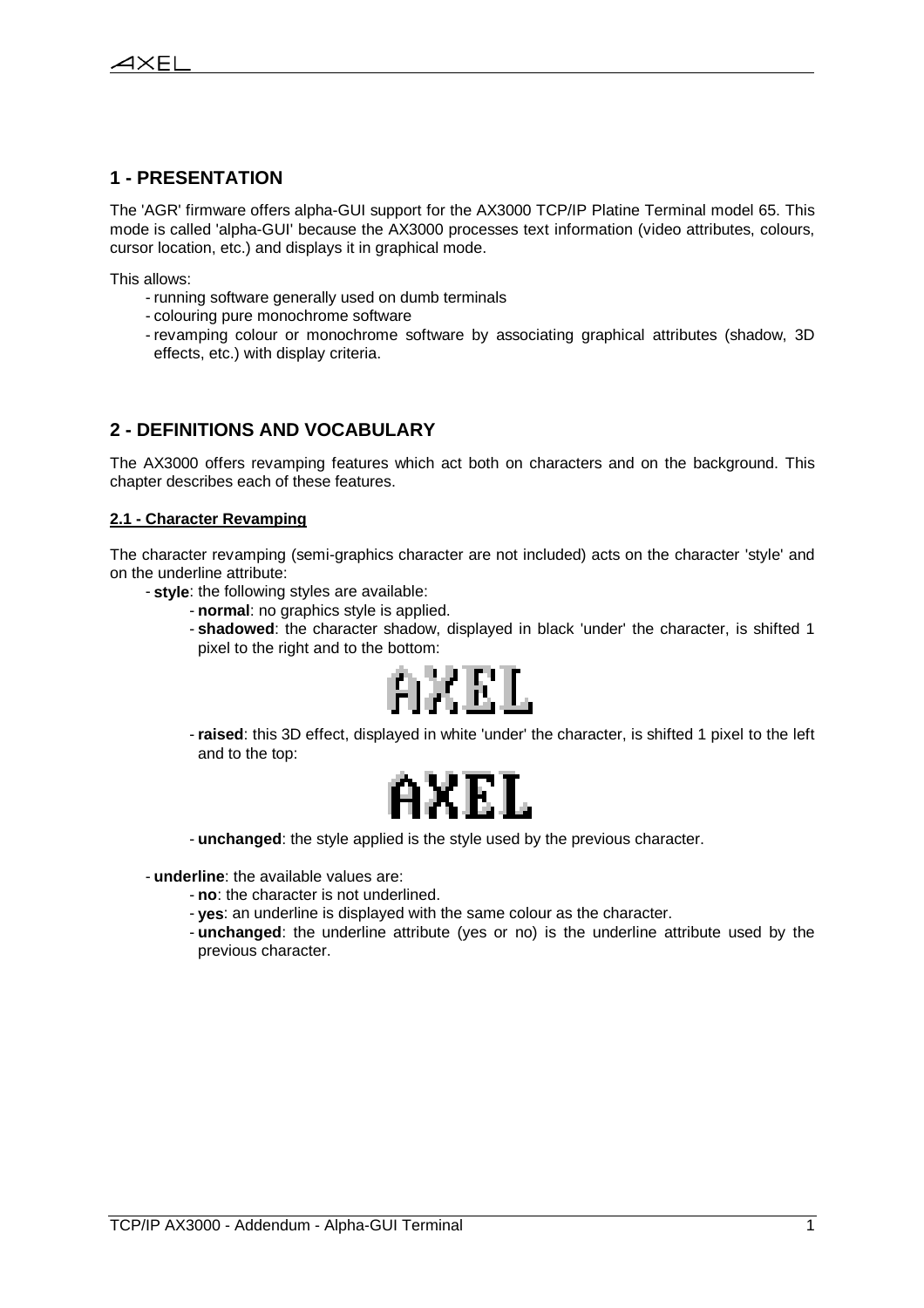# 1 - PRESENTATION

The 'AGR' firmware offers alpha-GUI support for the AX3000 TCP/IP Platine Terminal model 65. This mode is called 'alpha-GUI' because the AX3000 processes text information (video attributes, colours, cursor location, etc.) and displays it in graphical mode.

This allows:

- running software generally used on dumb terminals
- colouring pure monochrome software
- revamping colour or monochrome software by associating graphical attributes (shadow, 3D effects, etc.) with display criteria.

# 2 - DEFINITIONS AND VOCABULARY

The AX3000 offers revamping features which act both on characters and on the background. This chapter describes each of these features.

## 2.1 - Character Revamping

The character revamping (semi-graphics character are not included) acts on the character 'style' and on the underline attribute:

- **style**: the following styles are available:
  - **normal**: no graphics style is applied.
  - **shadowed**: the character shadow, displayed in black 'under' the character, is shifted 1 pixel to the right and to the bottom:
  - **raised**: this 3D effect, displayed in white 'under' the character, is shifted 1 pixel to the left and to the top:
  - **unchanged**: the style applied is the style used by the previous character.
- **underline**: the available values are:
  - **no**: the character is not underlined.
  - **yes**: an underline is displayed with the same colour as the character.
  - **unchanged**: the underline attribute (yes or no) is the underline attribute used by the previous character.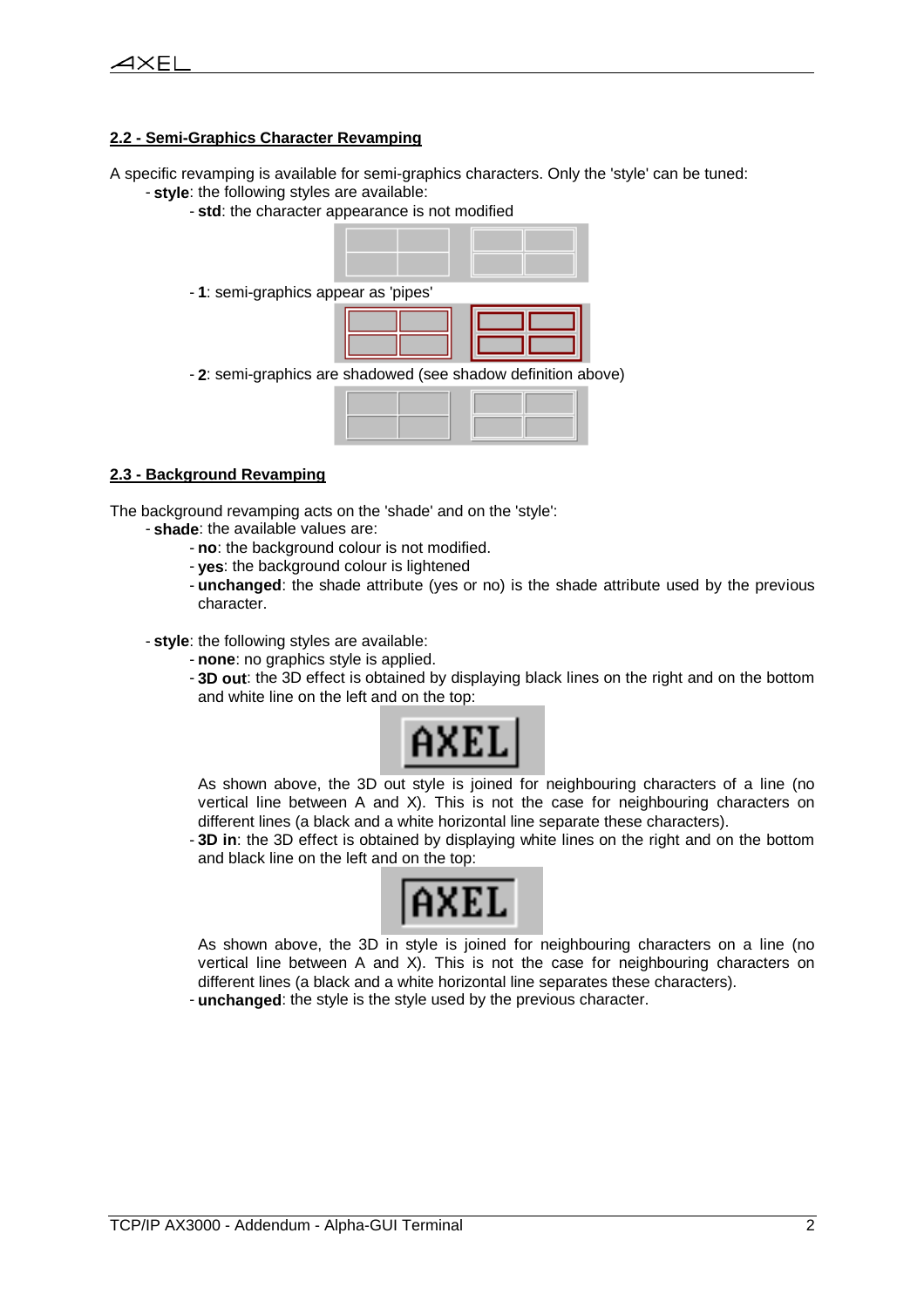## 2.2 - Semi-Graphics Character Revamping

A specific revamping is available for semi-graphics characters. Only the 'style' can be tuned:

- **style**: the following styles are available:
  - **std**: the character appearance is not modified
  - **1**: semi-graphics appear as 'pipes'
  - **2**: semi-graphics are shadowed (see shadow definition above)

## 2.3 - Background Revamping

The background revamping acts on the 'shade' and on the 'style':

- **shade**: the available values are:
  - **no**: the background colour is not modified.
  - **yes**: the background colour is lightened
  - **unchanged**: the shade attribute (yes or no) is the shade attribute used by the previous character.

- **style**: the following styles are available:
  - **none**: no graphics style is applied.
  - **3D out**: the 3D effect is obtained by displaying black lines on the right and on the bottom and white line on the left and on the top:

    As shown above, the 3D out style is joined for neighbouring characters of a line (no vertical line between A and X). This is not the case for neighbouring characters on different lines (a black and a white horizontal line separate these characters).
  - **3D in**: the 3D effect is obtained by displaying white lines on the right and on the bottom and black line on the left and on the top:

    As shown above, the 3D in style is joined for neighbouring characters on a line (no vertical line between A and X). This is not the case for neighbouring characters on different lines (a black and a white horizontal line separates these characters).
  - **unchanged**: the style is the style used by the previous character.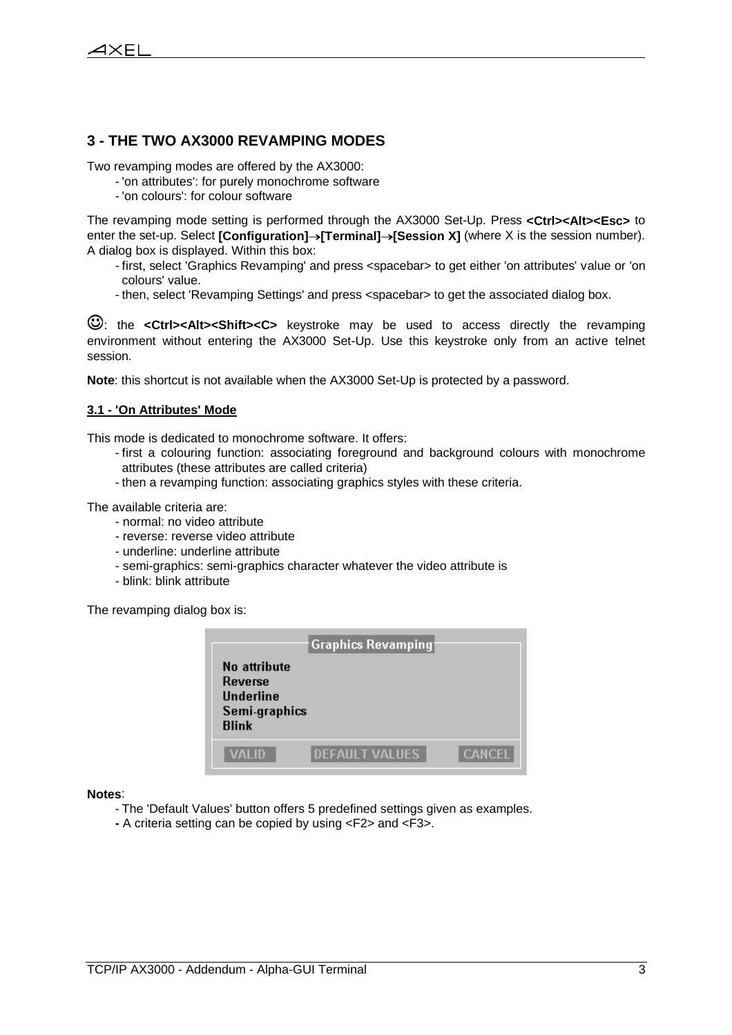## 3 - THE TWO AX3000 REVAMPING MODES

Two revamping modes are offered by the AX3000:

- 'on attributes': for purely monochrome software
- 'on colours': for colour software

The revamping mode setting is performed through the AX3000 Set-Up. Press **<Ctrl><Alt><Esc>** to enter the set-up. Select **[Configuration]→[Terminal]→[Session X]** (where X is the session number). A dialog box is displayed. Within this box:

- first, select 'Graphics Revamping' and press <spacebar> to get either 'on attributes' value or 'on colours' value.
- then, select 'Revamping Settings' and press <spacebar> to get the associated dialog box.

☺: the **<Ctrl><Alt><Shift><C>** keystroke may be used to access directly the revamping environment without entering the AX3000 Set-Up. Use this keystroke only from an active telnet session.

**Note**: this shortcut is not available when the AX3000 Set-Up is protected by a password.

### 3.1 - 'On Attributes' Mode

This mode is dedicated to monochrome software. It offers:

- first a colouring function: associating foreground and background colours with monochrome attributes (these attributes are called criteria)
- then a revamping function: associating graphics styles with these criteria.

The available criteria are:

- normal: no video attribute
- reverse: reverse video attribute
- underline: underline attribute
- semi-graphics: semi-graphics character whatever the video attribute is
- blink: blink attribute

The revamping dialog box is:

```
Graphics Revamping
No attribute
Reverse
Underline
Semi-graphics
Blink

VALID    DEFAULT VALUES    CANCEL
```

**Notes**:

- The 'Default Values' button offers 5 predefined settings given as examples.
- A criteria setting can be copied by using <F2> and <F3>.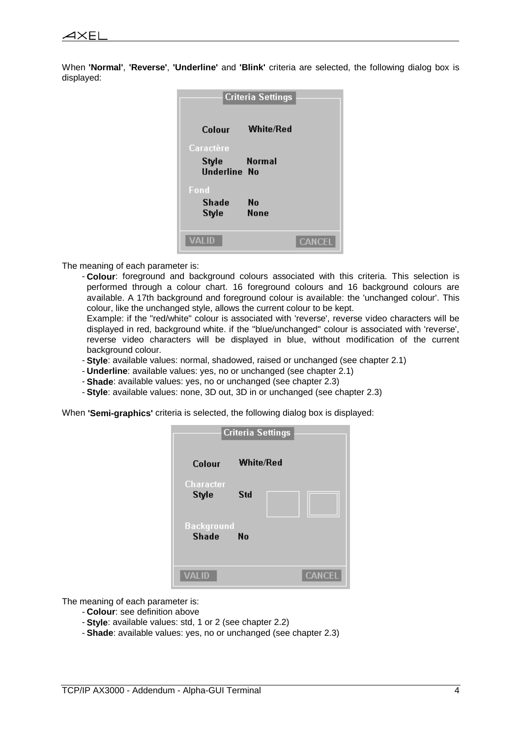When **'Normal'**, **'Reverse'**, **'Underline'** and **'Blink'** criteria are selected, the following dialog box is displayed:

The meaning of each parameter is:

- **Colour**: foreground and background colours associated with this criteria. This selection is performed through a colour chart. 16 foreground colours and 16 background colours are available. A 17th background and foreground colour is available: the 'unchanged colour'. This colour, like the unchanged style, allows the current colour to be kept.
  Example: if the "red/white" colour is associated with 'reverse', reverse video characters will be displayed in red, background white. if the "blue/unchanged" colour is associated with 'reverse', reverse video characters will be displayed in blue, without modification of the current background colour.
- **Style**: available values: normal, shadowed, raised or unchanged (see chapter 2.1)
- **Underline**: available values: yes, no or unchanged (see chapter 2.1)
- **Shade**: available values: yes, no or unchanged (see chapter 2.3)
- **Style**: available values: none, 3D out, 3D in or unchanged (see chapter 2.3)

When **'Semi-graphics'** criteria is selected, the following dialog box is displayed:

The meaning of each parameter is:

- **Colour**: see definition above
- **Style**: available values: std, 1 or 2 (see chapter 2.2)
- **Shade**: available values: yes, no or unchanged (see chapter 2.3)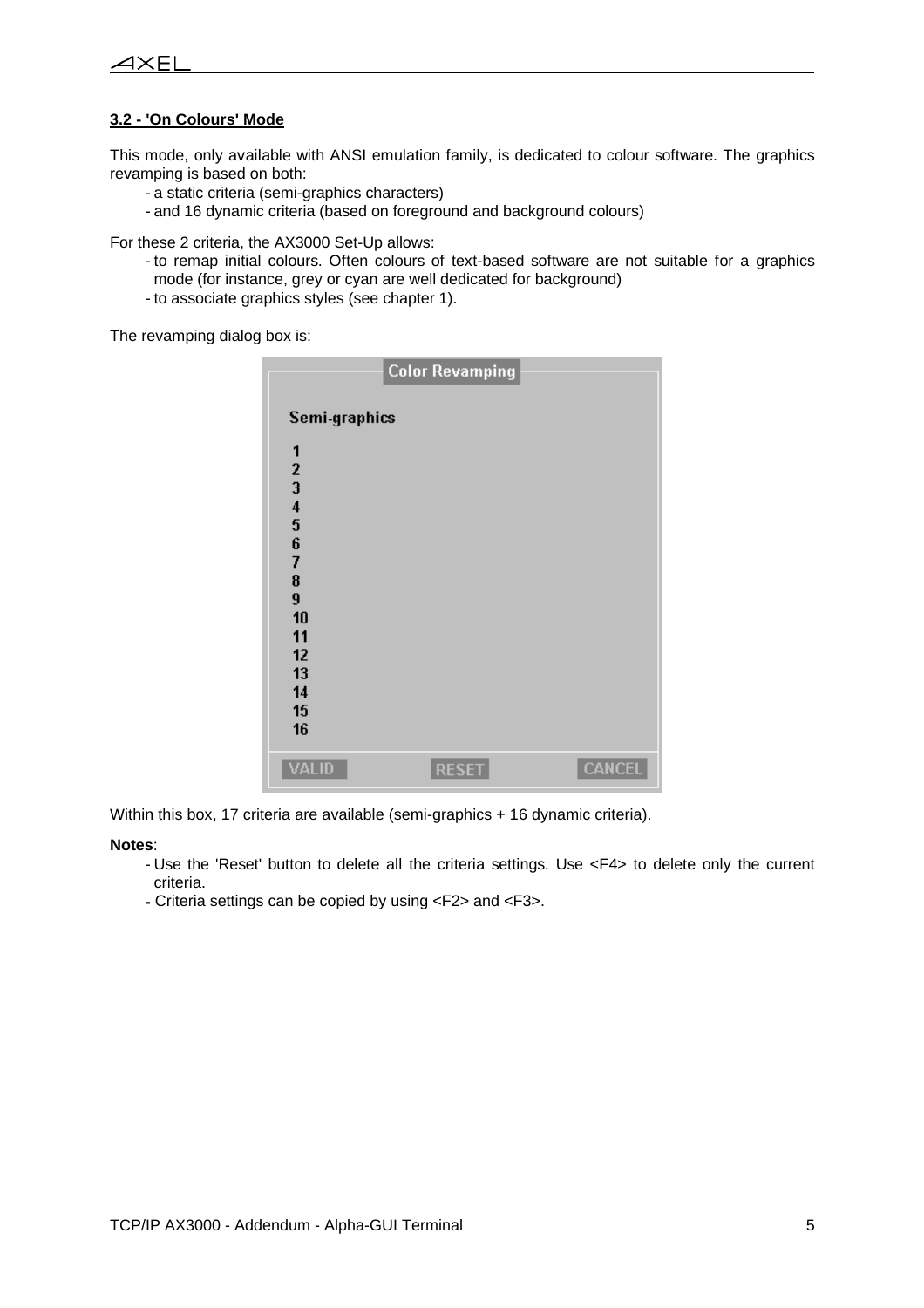### 3.2 - 'On Colours' Mode

This mode, only available with ANSI emulation family, is dedicated to colour software. The graphics revamping is based on both:

- a static criteria (semi-graphics characters)
- and 16 dynamic criteria (based on foreground and background colours)

For these 2 criteria, the AX3000 Set-Up allows:

- to remap initial colours. Often colours of text-based software are not suitable for a graphics mode (for instance, grey or cyan are well dedicated for background)
- to associate graphics styles (see chapter 1).

The revamping dialog box is:

Color Revamping

Semi-graphics

1
2
3
4
5
6
7
8
9
10
11
12
13
14
15
16

VALID RESET CANCEL

Within this box, 17 criteria are available (semi-graphics + 16 dynamic criteria).

**Notes**:

- Use the 'Reset' button to delete all the criteria settings. Use <F4> to delete only the current criteria.
- Criteria settings can be copied by using <F2> and <F3>.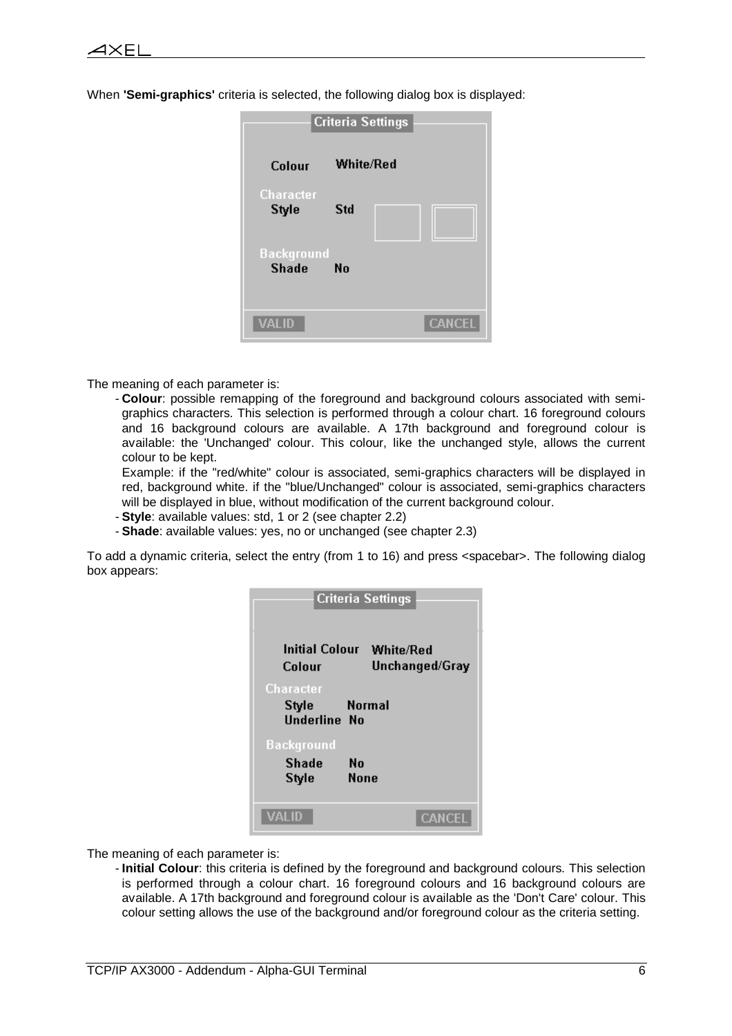When **'Semi-graphics'** criteria is selected, the following dialog box is displayed:

The meaning of each parameter is:

- **Colour**: possible remapping of the foreground and background colours associated with semi-graphics characters. This selection is performed through a colour chart. 16 foreground colours and 16 background colours are available. A 17th background and foreground colour is available: the 'Unchanged' colour. This colour, like the unchanged style, allows the current colour to be kept.

  Example: if the "red/white" colour is associated, semi-graphics characters will be displayed in red, background white. if the "blue/Unchanged" colour is associated, semi-graphics characters will be displayed in blue, without modification of the current background colour.
- **Style**: available values: std, 1 or 2 (see chapter 2.2)
- **Shade**: available values: yes, no or unchanged (see chapter 2.3)

To add a dynamic criteria, select the entry (from 1 to 16) and press <spacebar>. The following dialog box appears:

The meaning of each parameter is:

- **Initial Colour**: this criteria is defined by the foreground and background colours. This selection is performed through a colour chart. 16 foreground colours and 16 background colours are available. A 17th background and foreground colour is available as the 'Don't Care' colour. This colour setting allows the use of the background and/or foreground colour as the criteria setting.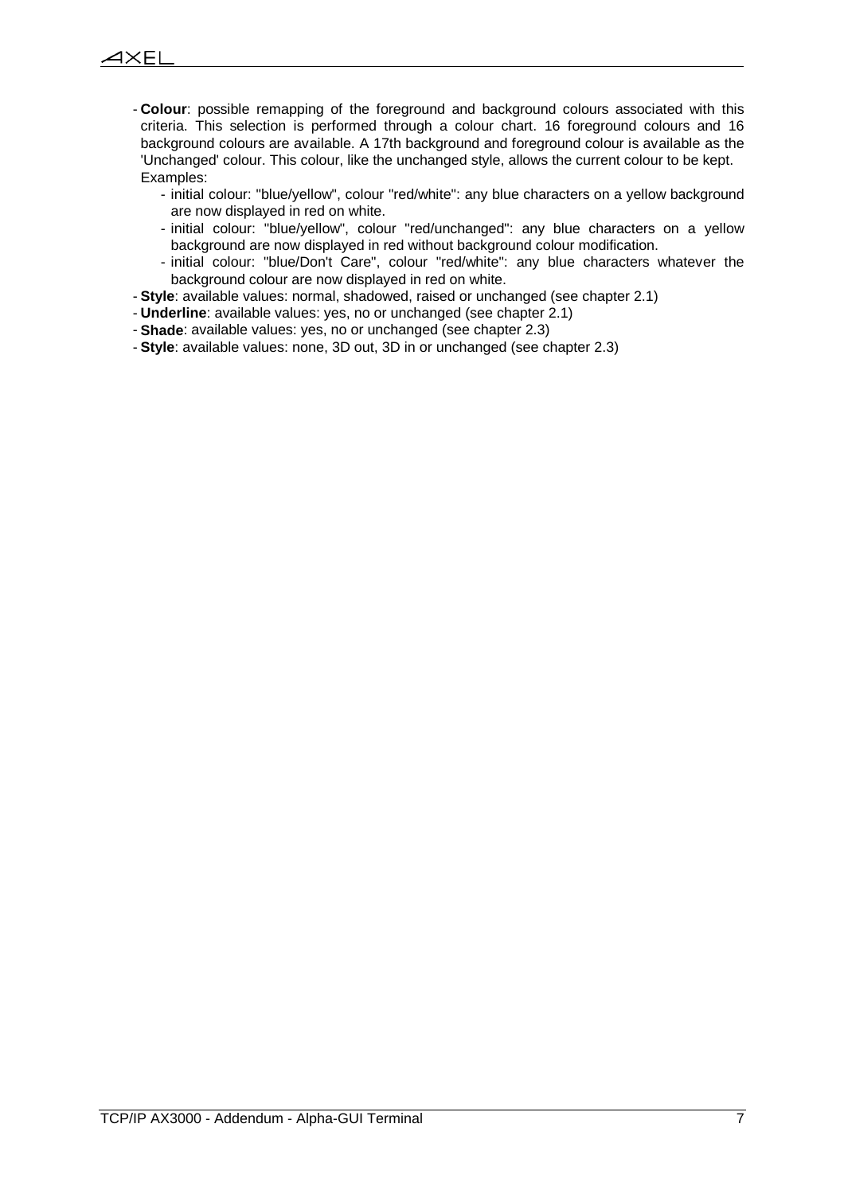- **Colour**: possible remapping of the foreground and background colours associated with this criteria. This selection is performed through a colour chart. 16 foreground colours and 16 background colours are available. A 17th background and foreground colour is available as the 'Unchanged' colour. This colour, like the unchanged style, allows the current colour to be kept.
  Examples:
  - initial colour: "blue/yellow", colour "red/white": any blue characters on a yellow background are now displayed in red on white.
  - initial colour: "blue/yellow", colour "red/unchanged": any blue characters on a yellow background are now displayed in red without background colour modification.
  - initial colour: "blue/Don't Care", colour "red/white": any blue characters whatever the background colour are now displayed in red on white.
- **Style**: available values: normal, shadowed, raised or unchanged (see chapter 2.1)
- **Underline**: available values: yes, no or unchanged (see chapter 2.1)
- **Shade**: available values: yes, no or unchanged (see chapter 2.3)
- **Style**: available values: none, 3D out, 3D in or unchanged (see chapter 2.3)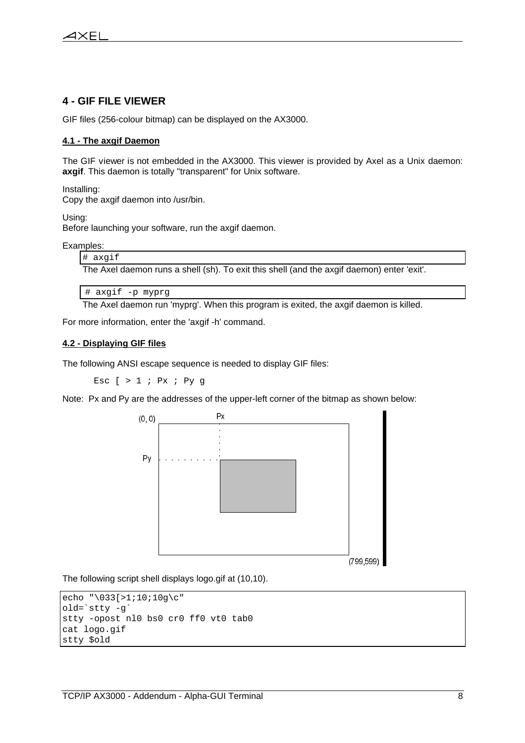# 4 - GIF FILE VIEWER

GIF files (256-colour bitmap) can be displayed on the AX3000.

### 4.1 - The axgif Daemon

The GIF viewer is not embedded in the AX3000. This viewer is provided by Axel as a Unix daemon: **axgif**. This daemon is totally "transparent" for Unix software.

Installing:
Copy the axgif daemon into /usr/bin.

Using:
Before launching your software, run the axgif daemon.

Examples:

```
# axgif
```

The Axel daemon runs a shell (sh). To exit this shell (and the axgif daemon) enter 'exit'.

```
# axgif -p myprg
```

The Axel daemon run 'myprg'. When this program is exited, the axgif daemon is killed.

For more information, enter the 'axgif -h' command.

### 4.2 - Displaying GIF files

The following ANSI escape sequence is needed to display GIF files:

```
Esc [ > 1 ; Px ; Py g
```

Note: Px and Py are the addresses of the upper-left corner of the bitmap as shown below:

(0, 0) Px Py (799,599)

The following script shell displays logo.gif at (10,10).

```
echo "\033[>1;10;10g\c"
old=`stty -g`
stty -opost nl0 bs0 cr0 ff0 vt0 tab0
cat logo.gif
stty $old
```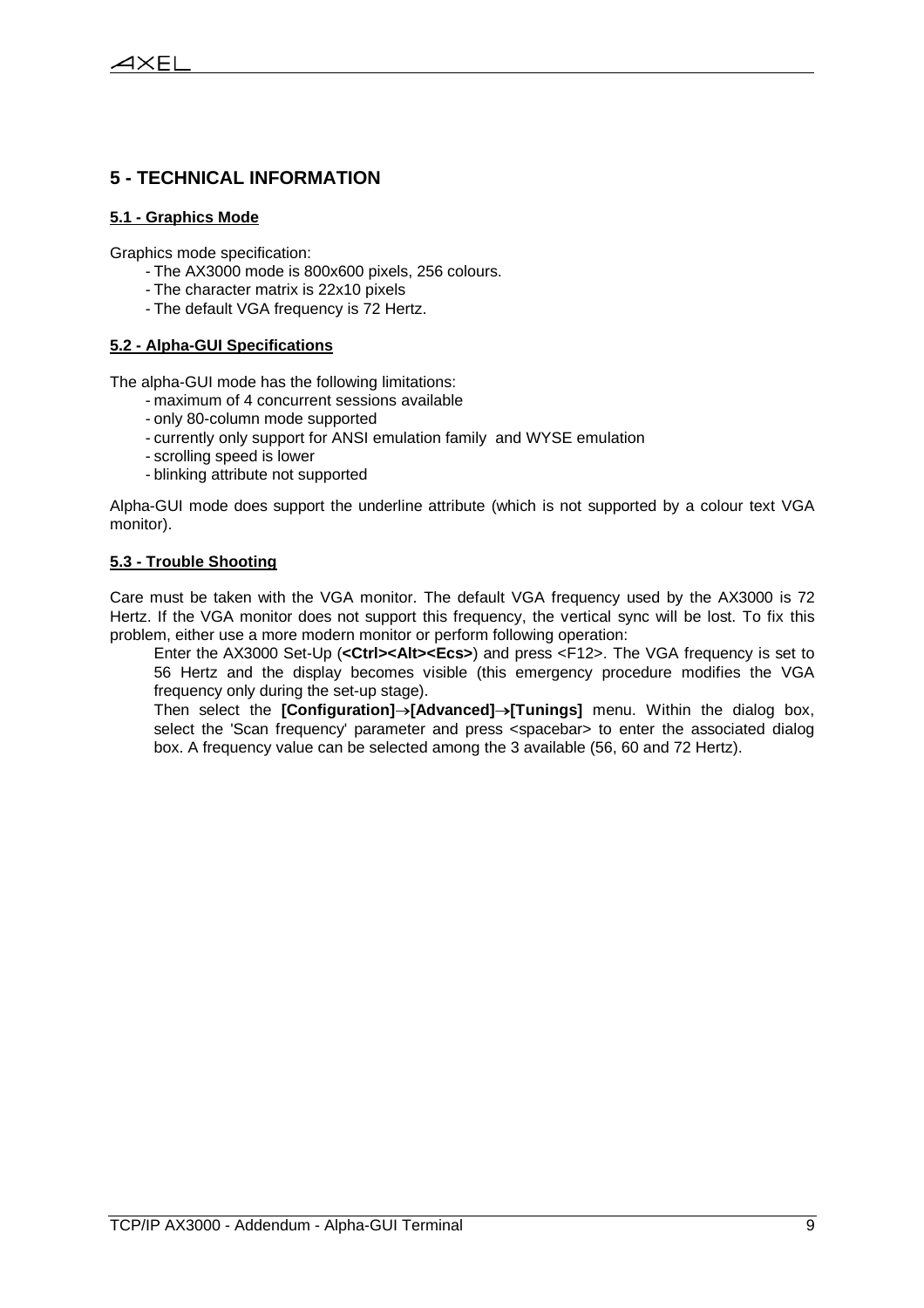# 5 - TECHNICAL INFORMATION

## 5.1 - Graphics Mode

Graphics mode specification:

- The AX3000 mode is 800x600 pixels, 256 colours.
- The character matrix is 22x10 pixels
- The default VGA frequency is 72 Hertz.

## 5.2 - Alpha-GUI Specifications

The alpha-GUI mode has the following limitations:

- maximum of 4 concurrent sessions available
- only 80-column mode supported
- currently only support for ANSI emulation family and WYSE emulation
- scrolling speed is lower
- blinking attribute not supported

Alpha-GUI mode does support the underline attribute (which is not supported by a colour text VGA monitor).

## 5.3 - Trouble Shooting

Care must be taken with the VGA monitor. The default VGA frequency used by the AX3000 is 72 Hertz. If the VGA monitor does not support this frequency, the vertical sync will be lost. To fix this problem, either use a more modern monitor or perform following operation:

Enter the AX3000 Set-Up (**<Ctrl><Alt><Ecs>**) and press <F12>. The VGA frequency is set to 56 Hertz and the display becomes visible (this emergency procedure modifies the VGA frequency only during the set-up stage).

Then select the **[Configuration]→[Advanced]→[Tunings]** menu. Within the dialog box, select the 'Scan frequency' parameter and press <spacebar> to enter the associated dialog box. A frequency value can be selected among the 3 available (56, 60 and 72 Hertz).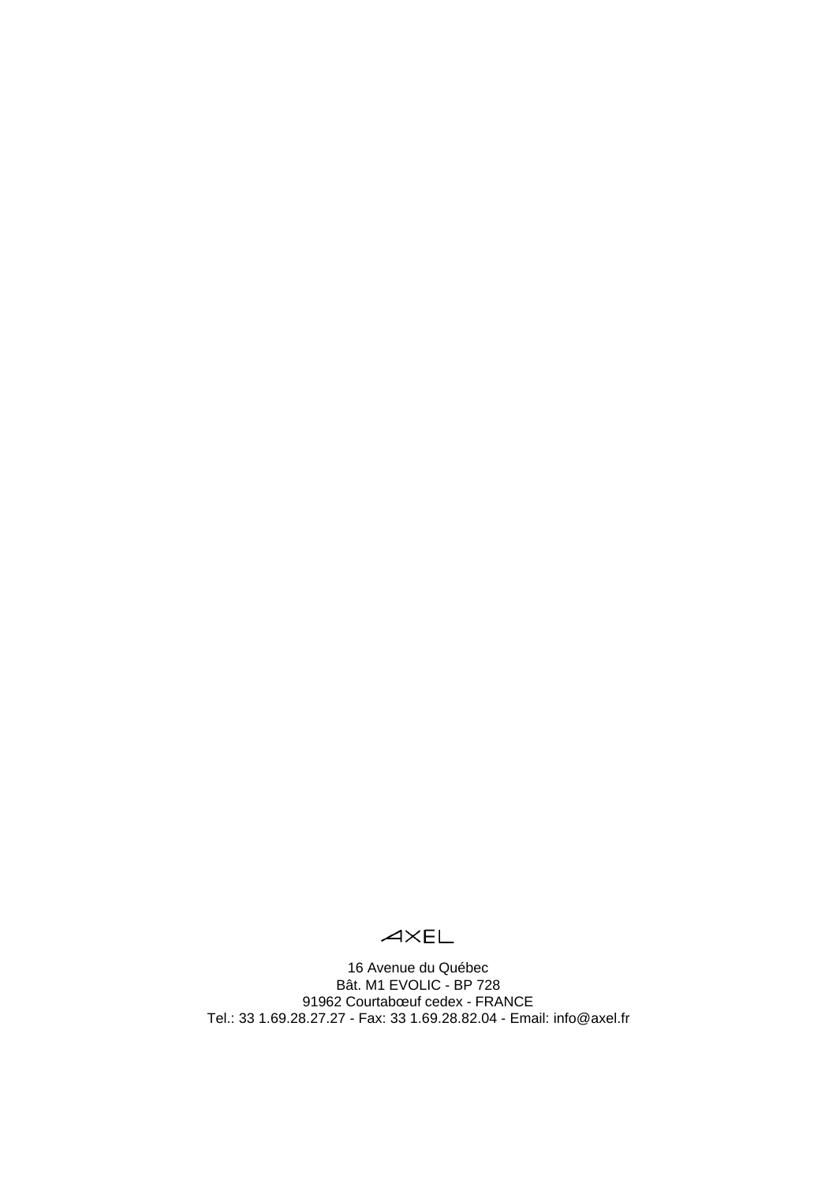AXEL

16 Avenue du Québec
Bât. M1 EVOLIC - BP 728
91962 Courtabœuf cedex - FRANCE
Tel.: 33 1.69.28.27.27 - Fax: 33 1.69.28.82.04 - Email: info@axel.fr